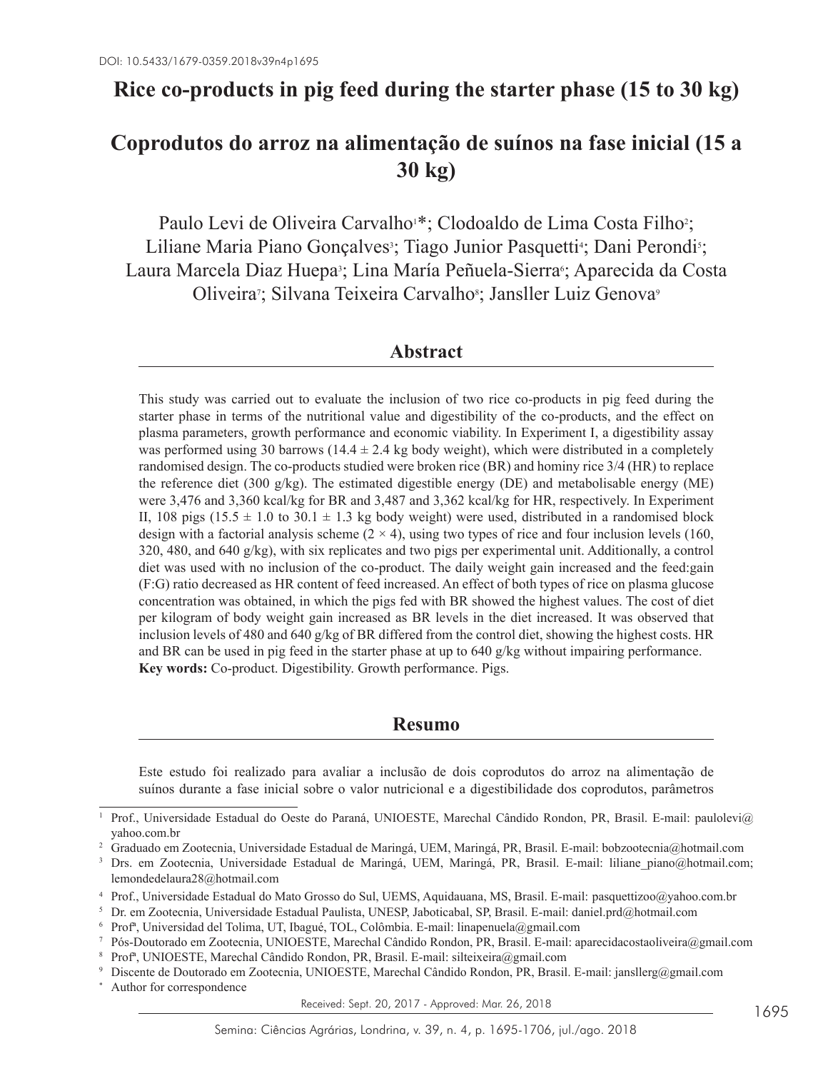DOI: 10.5433/1679-0359.2018v39n4p1695

# Rice co-products in pig feed during the starter phase (15 to 30 kg)

# Coprodutos do arroz na alimentação de suínos na fase inicial (15 a 30 kg)

Paulo Levi de Oliveira Carvalho[1]*; Clodoaldo de Lima Costa Filho[2]; Liliane Maria Piano Gonçalves[3]; Tiago Junior Pasquetti[4]; Dani Perondi[5]; Laura Marcela Diaz Huepa[3]; Lina María Peñuela-Sierra[6]; Aparecida da Costa Oliveira[7]; Silvana Teixeira Carvalho[8]; Janslller Luiz Genova[9]

## Abstract

This study was carried out to evaluate the inclusion of two rice co-products in pig feed during the starter phase in terms of the nutritional value and digestibility of the co-products, and the effect on plasma parameters, growth performance and economic viability. In Experiment I, a digestibility assay was performed using 30 barrows (14.4 ± 2.4 kg body weight), which were distributed in a completely randomised design. The co-products studied were broken rice (BR) and hominy rice 3/4 (HR) to replace the reference diet (300 g/kg). The estimated digestible energy (DE) and metabolisable energy (ME) were 3,476 and 3,360 kcal/kg for BR and 3,487 and 3,362 kcal/kg for HR, respectively. In Experiment II, 108 pigs (15.5 ± 1.0 to 30.1 ± 1.3 kg body weight) were used, distributed in a randomised block design with a factorial analysis scheme (2 × 4), using two types of rice and four inclusion levels (160, 320, 480, and 640 g/kg), with six replicates and two pigs per experimental unit. Additionally, a control diet was used with no inclusion of the co-product. The daily weight gain increased and the feed:gain (F:G) ratio decreased as HR content of feed increased. An effect of both types of rice on plasma glucose concentration was obtained, in which the pigs fed with BR showed the highest values. The cost of diet per kilogram of body weight gain increased as BR levels in the diet increased. It was observed that inclusion levels of 480 and 640 g/kg of BR differed from the control diet, showing the highest costs. HR and BR can be used in pig feed in the starter phase at up to 640 g/kg without impairing performance.

**Key words:** Co-product. Digestibility. Growth performance. Pigs.

## Resumo

Este estudo foi realizado para avaliar a inclusão de dois coprodutos do arroz na alimentação de suínos durante a fase inicial sobre o valor nutricional e a digestibilidade dos coprodutos, parâmetros

---

[1] Prof., Universidade Estadual do Oeste do Paraná, UNIOESTE, Marechal Cândido Rondon, PR, Brasil. E-mail: paulolevi@yahoo.com.br

[2] Graduado em Zootecnia, Universidade Estadual de Maringá, UEM, Maringá, PR, Brasil. E-mail: bobzootecnia@hotmail.com

[3] Drs. em Zootecnia, Universidade Estadual de Maringá, UEM, Maringá, PR, Brasil. E-mail: liliane_piano@hotmail.com; lemondedelaura28@hotmail.com

[4] Prof., Universidade Estadual do Mato Grosso do Sul, UEMS, Aquidauana, MS, Brasil. E-mail: pasquettizoo@yahoo.com.br

[5] Dr. em Zootecnia, Universidade Estadual Paulista, UNESP, Jaboticabal, SP, Brasil. E-mail: daniel.prd@hotmail.com

[6] Profª, Universidad del Tolima, UT, Ibagué, TOL, Colômbia. E-mail: linapenuela@gmail.com

[7] Pós-Doutorado em Zootecnia, UNIOESTE, Marechal Cândido Rondon, PR, Brasil. E-mail: aparecidacostaoliveira@gmail.com

[8] Profª, UNIOESTE, Marechal Cândido Rondon, PR, Brasil. E-mail: silteixeira@gmail.com

[9] Discente de Doutorado em Zootecnia, UNIOESTE, Marechal Cândido Rondon, PR, Brasil. E-mail: jansllerg@gmail.com

* Author for correspondence

Received: Sept. 20, 2017 - Approved: Mar. 26, 2018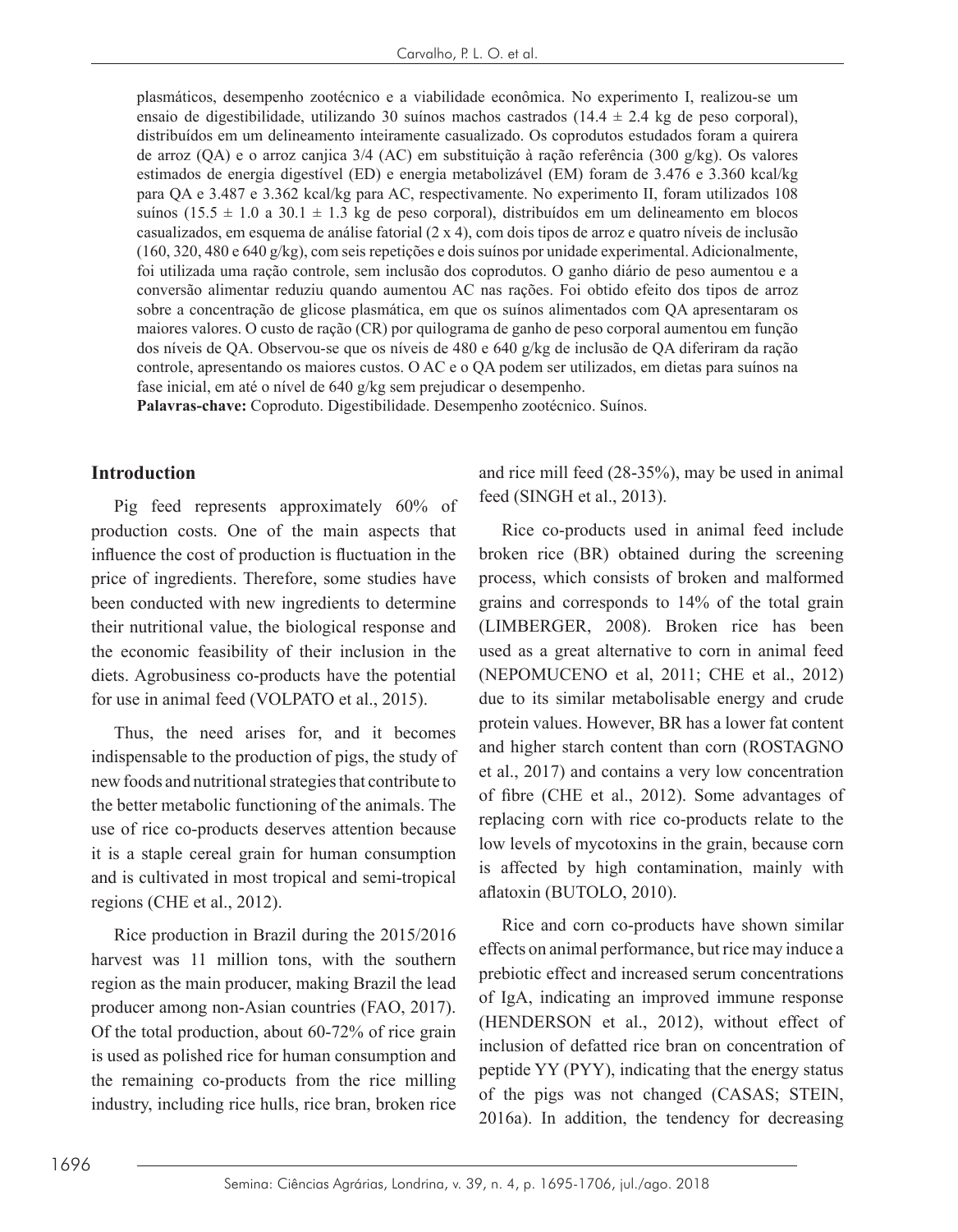plasmáticos, desempenho zootécnico e a viabilidade econômica. No experimento I, realizou-se um ensaio de digestibilidade, utilizando 30 suínos machos castrados (14.4 ± 2.4 kg de peso corporal), distribuídos em um delineamento inteiramente casualizado. Os coprodutos estudados foram a quirera de arroz (QA) e o arroz canjica 3/4 (AC) em substituição à ração referência (300 g/kg). Os valores estimados de energia digestível (ED) e energia metabolizável (EM) foram de 3.476 e 3.360 kcal/kg para QA e 3.487 e 3.362 kcal/kg para AC, respectivamente. No experimento II, foram utilizados 108 suínos (15.5 ± 1.0 a 30.1 ± 1.3 kg de peso corporal), distribuídos em um delineamento em blocos casualizados, em esquema de análise fatorial (2 x 4), com dois tipos de arroz e quatro níveis de inclusão (160, 320, 480 e 640 g/kg), com seis repetições e dois suínos por unidade experimental. Adicionalmente, foi utilizada uma ração controle, sem inclusão dos coprodutos. O ganho diário de peso aumentou e a conversão alimentar reduziu quando aumentou AC nas rações. Foi obtido efeito dos tipos de arroz sobre a concentração de glicose plasmática, em que os suínos alimentados com QA apresentaram os maiores valores. O custo de ração (CR) por quilograma de ganho de peso corporal aumentou em função dos níveis de QA. Observou-se que os níveis de 480 e 640 g/kg de inclusão de QA diferiram da ração controle, apresentando os maiores custos. O AC e o QA podem ser utilizados, em dietas para suínos na fase inicial, em até o nível de 640 g/kg sem prejudicar o desempenho.

**Palavras-chave:** Coproduto. Digestibilidade. Desempenho zootécnico. Suínos.

## Introduction

Pig feed represents approximately 60% of production costs. One of the main aspects that influence the cost of production is fluctuation in the price of ingredients. Therefore, some studies have been conducted with new ingredients to determine their nutritional value, the biological response and the economic feasibility of their inclusion in the diets. Agrobusiness co-products have the potential for use in animal feed (VOLPATO et al., 2015).

Thus, the need arises for, and it becomes indispensable to the production of pigs, the study of new foods and nutritional strategies that contribute to the better metabolic functioning of the animals. The use of rice co-products deserves attention because it is a staple cereal grain for human consumption and is cultivated in most tropical and semi-tropical regions (CHE et al., 2012).

Rice production in Brazil during the 2015/2016 harvest was 11 million tons, with the southern region as the main producer, making Brazil the lead producer among non-Asian countries (FAO, 2017). Of the total production, about 60-72% of rice grain is used as polished rice for human consumption and the remaining co-products from the rice milling industry, including rice hulls, rice bran, broken rice and rice mill feed (28-35%), may be used in animal feed (SINGH et al., 2013).

Rice co-products used in animal feed include broken rice (BR) obtained during the screening process, which consists of broken and malformed grains and corresponds to 14% of the total grain (LIMBERGER, 2008). Broken rice has been used as a great alternative to corn in animal feed (NEPOMUCENO et al, 2011; CHE et al., 2012) due to its similar metabolisable energy and crude protein values. However, BR has a lower fat content and higher starch content than corn (ROSTAGNO et al., 2017) and contains a very low concentration of fibre (CHE et al., 2012). Some advantages of replacing corn with rice co-products relate to the low levels of mycotoxins in the grain, because corn is affected by high contamination, mainly with aflatoxin (BUTOLO, 2010).

Rice and corn co-products have shown similar effects on animal performance, but rice may induce a prebiotic effect and increased serum concentrations of IgA, indicating an improved immune response (HENDERSON et al., 2012), without effect of inclusion of defatted rice bran on concentration of peptide YY (PYY), indicating that the energy status of the pigs was not changed (CASAS; STEIN, 2016a). In addition, the tendency for decreasing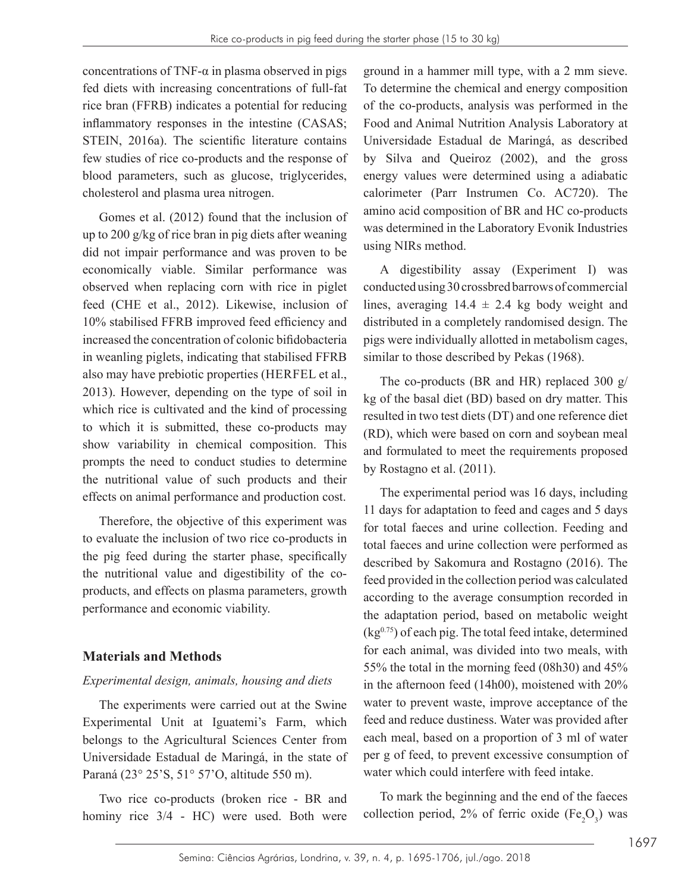concentrations of TNF-α in plasma observed in pigs fed diets with increasing concentrations of full-fat rice bran (FFRB) indicates a potential for reducing inflammatory responses in the intestine (CASAS; STEIN, 2016a). The scientific literature contains few studies of rice co-products and the response of blood parameters, such as glucose, triglycerides, cholesterol and plasma urea nitrogen.

Gomes et al. (2012) found that the inclusion of up to 200 g/kg of rice bran in pig diets after weaning did not impair performance and was proven to be economically viable. Similar performance was observed when replacing corn with rice in piglet feed (CHE et al., 2012). Likewise, inclusion of 10% stabilised FFRB improved feed efficiency and increased the concentration of colonic bifidobacteria in weanling piglets, indicating that stabilised FFRB also may have prebiotic properties (HERFEL et al., 2013). However, depending on the type of soil in which rice is cultivated and the kind of processing to which it is submitted, these co-products may show variability in chemical composition. This prompts the need to conduct studies to determine the nutritional value of such products and their effects on animal performance and production cost.

Therefore, the objective of this experiment was to evaluate the inclusion of two rice co-products in the pig feed during the starter phase, specifically the nutritional value and digestibility of the co-products, and effects on plasma parameters, growth performance and economic viability.

## Materials and Methods

### *Experimental design, animals, housing and diets*

The experiments were carried out at the Swine Experimental Unit at Iguatemi's Farm, which belongs to the Agricultural Sciences Center from Universidade Estadual de Maringá, in the state of Paraná (23° 25'S, 51° 57'O, altitude 550 m).

Two rice co-products (broken rice - BR and hominy rice 3/4 - HC) were used. Both were ground in a hammer mill type, with a 2 mm sieve. To determine the chemical and energy composition of the co-products, analysis was performed in the Food and Animal Nutrition Analysis Laboratory at Universidade Estadual de Maringá, as described by Silva and Queiroz (2002), and the gross energy values were determined using a adiabatic calorimeter (Parr Instrumen Co. AC720). The amino acid composition of BR and HC co-products was determined in the Laboratory Evonik Industries using NIRs method.

A digestibility assay (Experiment I) was conducted using 30 crossbred barrows of commercial lines, averaging 14.4 ± 2.4 kg body weight and distributed in a completely randomised design. The pigs were individually allotted in metabolism cages, similar to those described by Pekas (1968).

The co-products (BR and HR) replaced 300 g/kg of the basal diet (BD) based on dry matter. This resulted in two test diets (DT) and one reference diet (RD), which were based on corn and soybean meal and formulated to meet the requirements proposed by Rostagno et al. (2011).

The experimental period was 16 days, including 11 days for adaptation to feed and cages and 5 days for total faeces and urine collection. Feeding and total faeces and urine collection were performed as described by Sakomura and Rostagno (2016). The feed provided in the collection period was calculated according to the average consumption recorded in the adaptation period, based on metabolic weight ($kg^{0.75}$) of each pig. The total feed intake, determined for each animal, was divided into two meals, with 55% the total in the morning feed (08h30) and 45% in the afternoon feed (14h00), moistened with 20% water to prevent waste, improve acceptance of the feed and reduce dustiness. Water was provided after each meal, based on a proportion of 3 ml of water per g of feed, to prevent excessive consumption of water which could interfere with feed intake.

To mark the beginning and the end of the faeces collection period, 2% of ferric oxide ($Fe_2O_3$) was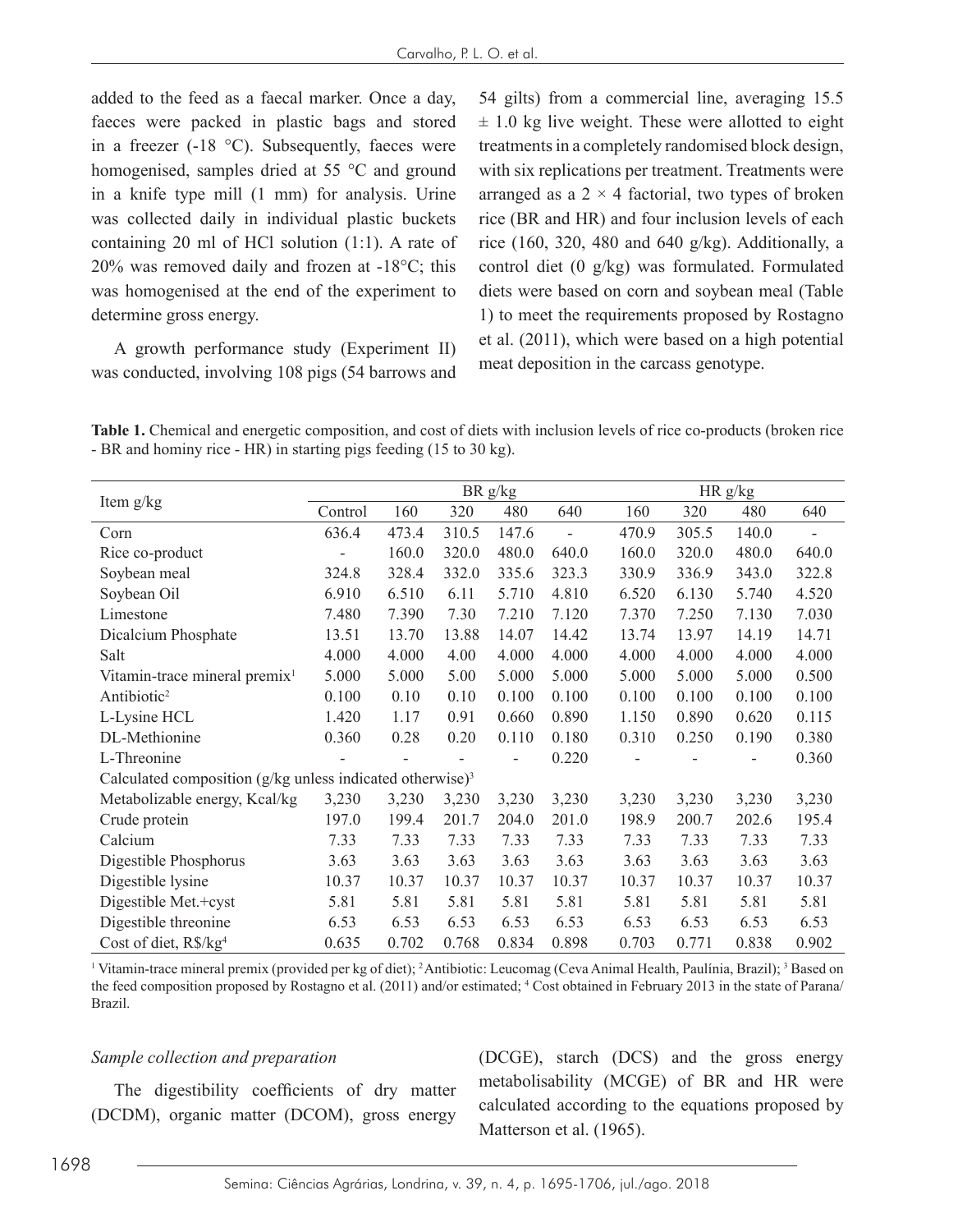added to the feed as a faecal marker. Once a day, faeces were packed in plastic bags and stored in a freezer (-18 °C). Subsequently, faeces were homogenised, samples dried at 55 °C and ground in a knife type mill (1 mm) for analysis. Urine was collected daily in individual plastic buckets containing 20 ml of HCl solution (1:1). A rate of 20% was removed daily and frozen at -18°C; this was homogenised at the end of the experiment to determine gross energy.

A growth performance study (Experiment II) was conducted, involving 108 pigs (54 barrows and 54 gilts) from a commercial line, averaging 15.5 ± 1.0 kg live weight. These were allotted to eight treatments in a completely randomised block design, with six replications per treatment. Treatments were arranged as a 2 × 4 factorial, two types of broken rice (BR and HR) and four inclusion levels of each rice (160, 320, 480 and 640 g/kg). Additionally, a control diet (0 g/kg) was formulated. Formulated diets were based on corn and soybean meal (Table 1) to meet the requirements proposed by Rostagno et al. (2011), which were based on a high potential meat deposition in the carcass genotype.

**Table 1.** Chemical and energetic composition, and cost of diets with inclusion levels of rice co-products (broken rice - BR and hominy rice - HR) in starting pigs feeding (15 to 30 kg).

| Item g/kg | BR g/kg | | | | | HR g/kg | | | |
|---|---|---|---|---|---|---|---|---|---|
| | Control | 160 | 320 | 480 | 640 | 160 | 320 | 480 | 640 |
| Corn | 636.4 | 473.4 | 310.5 | 147.6 | - | 470.9 | 305.5 | 140.0 | - |
| Rice co-product | - | 160.0 | 320.0 | 480.0 | 640.0 | 160.0 | 320.0 | 480.0 | 640.0 |
| Soybean meal | 324.8 | 328.4 | 332.0 | 335.6 | 323.3 | 330.9 | 336.9 | 343.0 | 322.8 |
| Soybean Oil | 6.910 | 6.510 | 6.11 | 5.710 | 4.810 | 6.520 | 6.130 | 5.740 | 4.520 |
| Limestone | 7.480 | 7.390 | 7.30 | 7.210 | 7.120 | 7.370 | 7.250 | 7.130 | 7.030 |
| Dicalcium Phosphate | 13.51 | 13.70 | 13.88 | 14.07 | 14.42 | 13.74 | 13.97 | 14.19 | 14.71 |
| Salt | 4.000 | 4.000 | 4.00 | 4.000 | 4.000 | 4.000 | 4.000 | 4.000 | 4.000 |
| Vitamin-trace mineral premix[1] | 5.000 | 5.000 | 5.00 | 5.000 | 5.000 | 5.000 | 5.000 | 5.000 | 0.500 |
| Antibiotic[2] | 0.100 | 0.10 | 0.10 | 0.100 | 0.100 | 0.100 | 0.100 | 0.100 | 0.100 |
| L-Lysine HCL | 1.420 | 1.17 | 0.91 | 0.660 | 0.890 | 1.150 | 0.890 | 0.620 | 0.115 |
| DL-Methionine | 0.360 | 0.28 | 0.20 | 0.110 | 0.180 | 0.310 | 0.250 | 0.190 | 0.380 |
| L-Threonine | - | - | - | - | 0.220 | - | - | - | 0.360 |
| Calculated composition (g/kg unless indicated otherwise)[3] | | | | | | | | | |
| Metabolizable energy, Kcal/kg | 3,230 | 3,230 | 3,230 | 3,230 | 3,230 | 3,230 | 3,230 | 3,230 | 3,230 |
| Crude protein | 197.0 | 199.4 | 201.7 | 204.0 | 201.0 | 198.9 | 200.7 | 202.6 | 195.4 |
| Calcium | 7.33 | 7.33 | 7.33 | 7.33 | 7.33 | 7.33 | 7.33 | 7.33 | 7.33 |
| Digestible Phosphorus | 3.63 | 3.63 | 3.63 | 3.63 | 3.63 | 3.63 | 3.63 | 3.63 | 3.63 |
| Digestible lysine | 10.37 | 10.37 | 10.37 | 10.37 | 10.37 | 10.37 | 10.37 | 10.37 | 10.37 |
| Digestible Met.+cyst | 5.81 | 5.81 | 5.81 | 5.81 | 5.81 | 5.81 | 5.81 | 5.81 | 5.81 |
| Digestible threonine | 6.53 | 6.53 | 6.53 | 6.53 | 6.53 | 6.53 | 6.53 | 6.53 | 6.53 |
| Cost of diet, R$/kg[4] | 0.635 | 0.702 | 0.768 | 0.834 | 0.898 | 0.703 | 0.771 | 0.838 | 0.902 |

[1] Vitamin-trace mineral premix (provided per kg of diet); [2] Antibiotic: Leucomag (Ceva Animal Health, Paulínia, Brazil); [3] Based on the feed composition proposed by Rostagno et al. (2011) and/or estimated; [4] Cost obtained in February 2013 in the state of Parana/Brazil.

### *Sample collection and preparation*

The digestibility coefficients of dry matter (DCDM), organic matter (DCOM), gross energy (DCGE), starch (DCS) and the gross energy metabolisability (MCGE) of BR and HR were calculated according to the equations proposed by Matterson et al. (1965).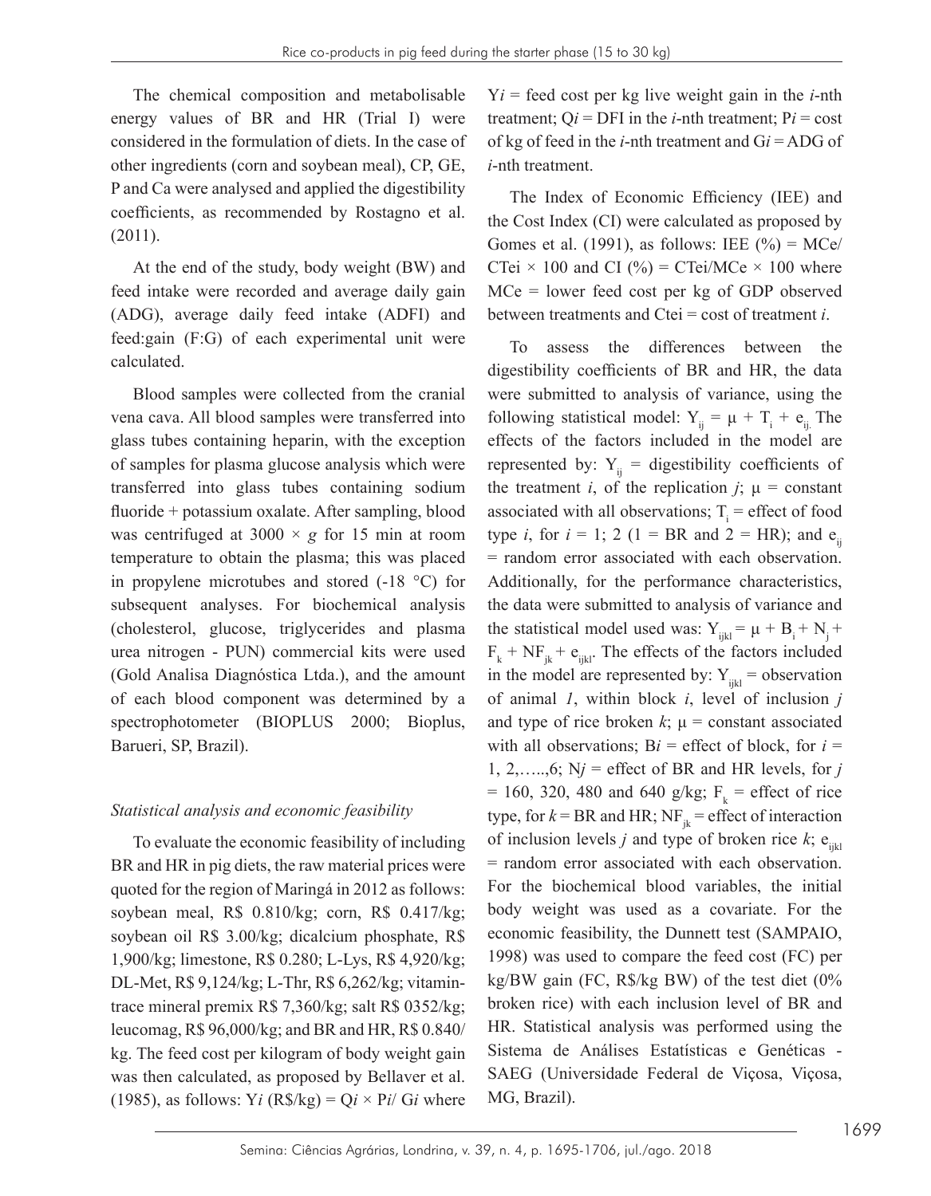The chemical composition and metabolisable energy values of BR and HR (Trial I) were considered in the formulation of diets. In the case of other ingredients (corn and soybean meal), CP, GE, P and Ca were analysed and applied the digestibility coefficients, as recommended by Rostagno et al. (2011).

At the end of the study, body weight (BW) and feed intake were recorded and average daily gain (ADG), average daily feed intake (ADFI) and feed:gain (F:G) of each experimental unit were calculated.

Blood samples were collected from the cranial vena cava. All blood samples were transferred into glass tubes containing heparin, with the exception of samples for plasma glucose analysis which were transferred into glass tubes containing sodium fluoride + potassium oxalate. After sampling, blood was centrifuged at 3000 × *g* for 15 min at room temperature to obtain the plasma; this was placed in propylene microtubes and stored (-18 °C) for subsequent analyses. For biochemical analysis (cholesterol, glucose, triglycerides and plasma urea nitrogen - PUN) commercial kits were used (Gold Analisa Diagnóstica Ltda.), and the amount of each blood component was determined by a spectrophotometer (BIOPLUS 2000; Bioplus, Barueri, SP, Brazil).

### *Statistical analysis and economic feasibility*

To evaluate the economic feasibility of including BR and HR in pig diets, the raw material prices were quoted for the region of Maringá in 2012 as follows: soybean meal, R$ 0.810/kg; corn, R$ 0.417/kg; soybean oil R$ 3.00/kg; dicalcium phosphate, R$ 1,900/kg; limestone, R$ 0.280; L-Lys, R$ 4,920/kg; DL-Met, R$ 9,124/kg; L-Thr, R$ 6,262/kg; vitamin-trace mineral premix R$ 7,360/kg; salt R$ 0352/kg; leucomag, R$ 96,000/kg; and BR and HR, R$ 0.840/kg. The feed cost per kilogram of body weight gain was then calculated, as proposed by Bellaver et al. (1985), as follows: $Yi$ (R$/kg) = $Qi \times Pi / Gi$ where $Yi$ = feed cost per kg live weight gain in the *i*-nth treatment; $Qi$ = DFI in the *i*-nth treatment; $Pi$ = cost of kg of feed in the *i*-nth treatment and $Gi$ = ADG of *i*-nth treatment.

The Index of Economic Efficiency (IEE) and the Cost Index (CI) were calculated as proposed by Gomes et al. (1991), as follows: IEE (%) = MCe/CTei × 100 and CI (%) = CTei/MCe × 100 where MCe = lower feed cost per kg of GDP observed between treatments and Ctei = cost of treatment *i*.

To assess the differences between the digestibility coefficients of BR and HR, the data were submitted to analysis of variance, using the following statistical model: $Y_{ij} = \mu + T_i + e_{ij}$. The effects of the factors included in the model are represented by: $Y_{ij}$ = digestibility coefficients of the treatment *i*, of the replication *j*; $\mu$ = constant associated with all observations; $T_i$ = effect of food type *i*, for *i* = 1; 2 (1 = BR and 2 = HR); and $e_{ij}$ = random error associated with each observation. Additionally, for the performance characteristics, the data were submitted to analysis of variance and the statistical model used was: $Y_{ijkl} = \mu + B_i + N_j + F_k + NF_{jk} + e_{ijkl}$. The effects of the factors included in the model are represented by: $Y_{ijkl}$ = observation of animal *1*, within block *i*, level of inclusion *j* and type of rice broken *k*; $\mu$ = constant associated with all observations; $Bi$ = effect of block, for *i* = 1, 2,…..,6; $Nj$ = effect of BR and HR levels, for *j* = 160, 320, 480 and 640 g/kg; $F_k$ = effect of rice type, for *k* = BR and HR; $NF_{jk}$ = effect of interaction of inclusion levels *j* and type of broken rice *k*; $e_{ijkl}$ = random error associated with each observation. For the biochemical blood variables, the initial body weight was used as a covariate. For the economic feasibility, the Dunnett test (SAMPAIO, 1998) was used to compare the feed cost (FC) per kg/BW gain (FC, R$/kg BW) of the test diet (0% broken rice) with each inclusion level of BR and HR. Statistical analysis was performed using the Sistema de Análises Estatísticas e Genéticas - SAEG (Universidade Federal de Viçosa, Viçosa, MG, Brazil).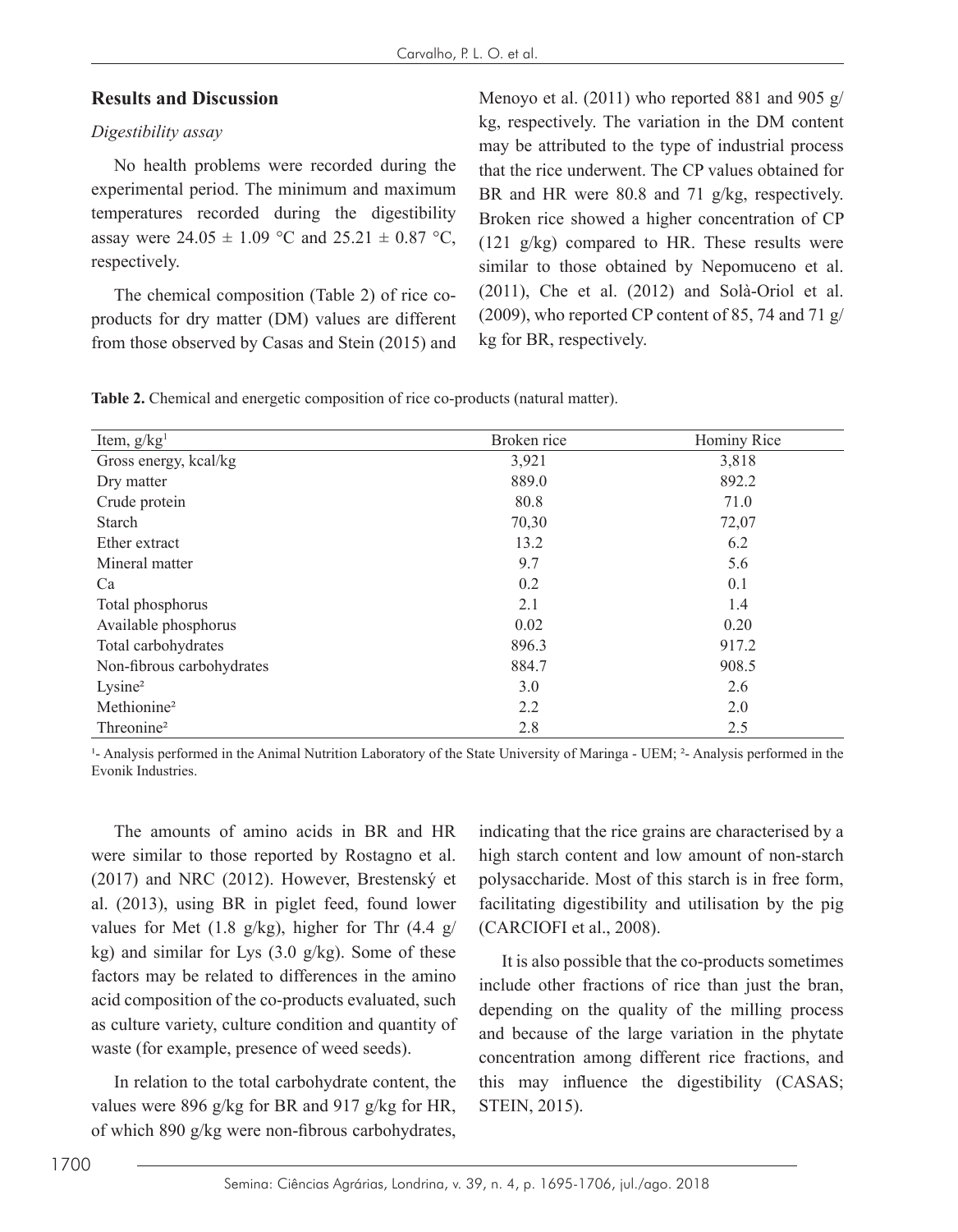## Results and Discussion

### *Digestibility assay*

No health problems were recorded during the experimental period. The minimum and maximum temperatures recorded during the digestibility assay were 24.05 ± 1.09 °C and 25.21 ± 0.87 °C, respectively.

The chemical composition (Table 2) of rice co-products for dry matter (DM) values are different from those observed by Casas and Stein (2015) and Menoyo et al. (2011) who reported 881 and 905 g/kg, respectively. The variation in the DM content may be attributed to the type of industrial process that the rice underwent. The CP values obtained for BR and HR were 80.8 and 71 g/kg, respectively. Broken rice showed a higher concentration of CP (121 g/kg) compared to HR. These results were similar to those obtained by Nepomuceno et al. (2011), Che et al. (2012) and Solà-Oriol et al. (2009), who reported CP content of 85, 74 and 71 g/kg for BR, respectively.

**Table 2.** Chemical and energetic composition of rice co-products (natural matter).

| Item, g/kg[1] | Broken rice | Hominy Rice |
|---|---|---|
| Gross energy, kcal/kg | 3,921 | 3,818 |
| Dry matter | 889.0 | 892.2 |
| Crude protein | 80.8 | 71.0 |
| Starch | 70,30 | 72,07 |
| Ether extract | 13.2 | 6.2 |
| Mineral matter | 9.7 | 5.6 |
| Ca | 0.2 | 0.1 |
| Total phosphorus | 2.1 | 1.4 |
| Available phosphorus | 0.02 | 0.20 |
| Total carbohydrates | 896.3 | 917.2 |
| Non-fibrous carbohydrates | 884.7 | 908.5 |
| Lysine[2] | 3.0 | 2.6 |
| Methionine[2] | 2.2 | 2.0 |
| Threonine[2] | 2.8 | 2.5 |

[1]- Analysis performed in the Animal Nutrition Laboratory of the State University of Maringa - UEM; [2]- Analysis performed in the Evonik Industries.

The amounts of amino acids in BR and HR were similar to those reported by Rostagno et al. (2017) and NRC (2012). However, Brestenský et al. (2013), using BR in piglet feed, found lower values for Met (1.8 g/kg), higher for Thr (4.4 g/kg) and similar for Lys (3.0 g/kg). Some of these factors may be related to differences in the amino acid composition of the co-products evaluated, such as culture variety, culture condition and quantity of waste (for example, presence of weed seeds).

In relation to the total carbohydrate content, the values were 896 g/kg for BR and 917 g/kg for HR, of which 890 g/kg were non-fibrous carbohydrates, indicating that the rice grains are characterised by a high starch content and low amount of non-starch polysaccharide. Most of this starch is in free form, facilitating digestibility and utilisation by the pig (CARCIOFI et al., 2008).

It is also possible that the co-products sometimes include other fractions of rice than just the bran, depending on the quality of the milling process and because of the large variation in the phytate concentration among different rice fractions, and this may influence the digestibility (CASAS; STEIN, 2015).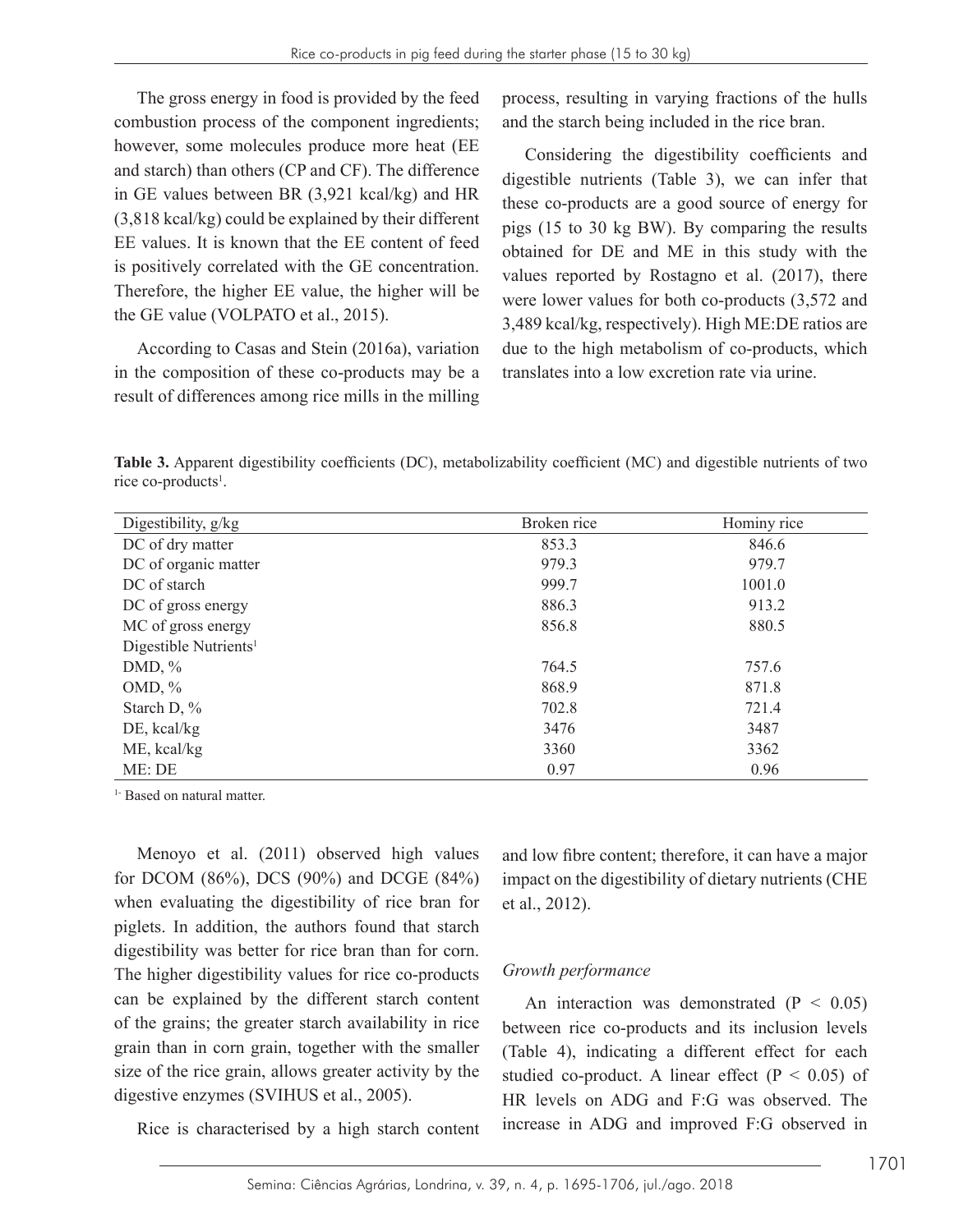The gross energy in food is provided by the feed combustion process of the component ingredients; however, some molecules produce more heat (EE and starch) than others (CP and CF). The difference in GE values between BR (3,921 kcal/kg) and HR (3,818 kcal/kg) could be explained by their different EE values. It is known that the EE content of feed is positively correlated with the GE concentration. Therefore, the higher EE value, the higher will be the GE value (VOLPATO et al., 2015).

According to Casas and Stein (2016a), variation in the composition of these co-products may be a result of differences among rice mills in the milling process, resulting in varying fractions of the hulls and the starch being included in the rice bran.

Considering the digestibility coefficients and digestible nutrients (Table 3), we can infer that these co-products are a good source of energy for pigs (15 to 30 kg BW). By comparing the results obtained for DE and ME in this study with the values reported by Rostagno et al. (2017), there were lower values for both co-products (3,572 and 3,489 kcal/kg, respectively). High ME:DE ratios are due to the high metabolism of co-products, which translates into a low excretion rate via urine.

**Table 3.** Apparent digestibility coefficients (DC), metabolizability coefficient (MC) and digestible nutrients of two rice co-products[1].

| Digestibility, g/kg | Broken rice | Hominy rice |
|---|---|---|
| DC of dry matter | 853.3 | 846.6 |
| DC of organic matter | 979.3 | 979.7 |
| DC of starch | 999.7 | 1001.0 |
| DC of gross energy | 886.3 | 913.2 |
| MC of gross energy | 856.8 | 880.5 |
| Digestible Nutrients[1] | | |
| DMD, % | 764.5 | 757.6 |
| OMD, % | 868.9 | 871.8 |
| Starch D, % | 702.8 | 721.4 |
| DE, kcal/kg | 3476 | 3487 |
| ME, kcal/kg | 3360 | 3362 |
| ME: DE | 0.97 | 0.96 |

[1] Based on natural matter.

Menoyo et al. (2011) observed high values for DCOM (86%), DCS (90%) and DCGE (84%) when evaluating the digestibility of rice bran for piglets. In addition, the authors found that starch digestibility was better for rice bran than for corn. The higher digestibility values for rice co-products can be explained by the different starch content of the grains; the greater starch availability in rice grain than in corn grain, together with the smaller size of the rice grain, allows greater activity by the digestive enzymes (SVIHUS et al., 2005).

Rice is characterised by a high starch content and low fibre content; therefore, it can have a major impact on the digestibility of dietary nutrients (CHE et al., 2012).

### *Growth performance*

An interaction was demonstrated ($P < 0.05$) between rice co-products and its inclusion levels (Table 4), indicating a different effect for each studied co-product. A linear effect ($P < 0.05$) of HR levels on ADG and F:G was observed. The increase in ADG and improved F:G observed in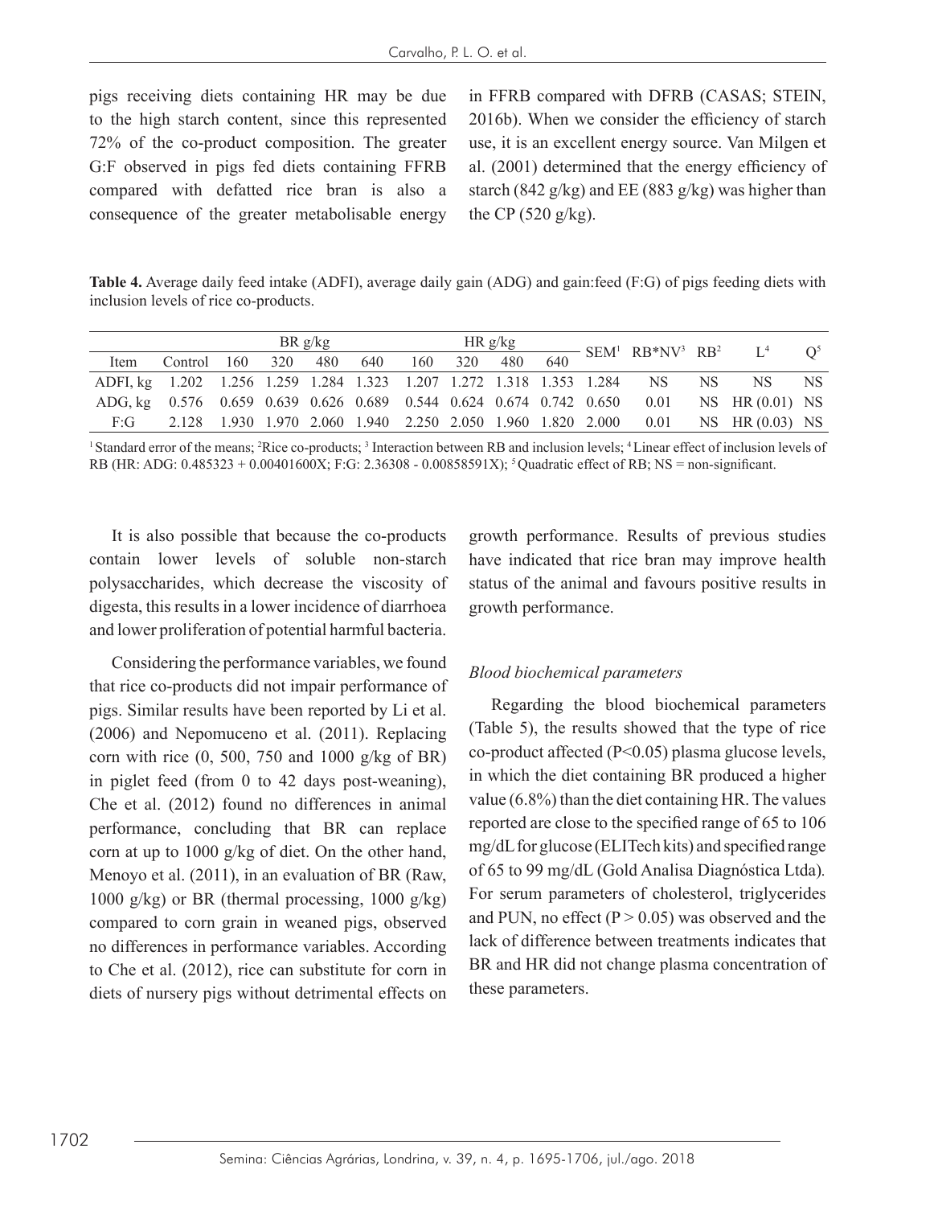pigs receiving diets containing HR may be due to the high starch content, since this represented 72% of the co-product composition. The greater G:F observed in pigs fed diets containing FFRB compared with defatted rice bran is also a consequence of the greater metabolisable energy in FFRB compared with DFRB (CASAS; STEIN, 2016b). When we consider the efficiency of starch use, it is an excellent energy source. Van Milgen et al. (2001) determined that the energy efficiency of starch (842 g/kg) and EE (883 g/kg) was higher than the CP (520 g/kg).

**Table 4.** Average daily feed intake (ADFI), average daily gain (ADG) and gain:feed (F:G) of pigs feeding diets with inclusion levels of rice co-products.

| Item | Control | BR g/kg | | | | HR g/kg | | | | SEM[1] | RB*NV[3] | RB[2] | L[4] | Q[5] |
|---|---|---|---|---|---|---|---|---|---|---|---|---|---|---|
| | | 160 | 320 | 480 | 640 | 160 | 320 | 480 | 640 | | | | | |
| ADFI, kg | 1.202 | 1.256 | 1.259 | 1.284 | 1.323 | 1.207 | 1.272 | 1.318 | 1.353 | 1.284 | NS | NS | NS | NS |
| ADG, kg | 0.576 | 0.659 | 0.639 | 0.626 | 0.689 | 0.544 | 0.624 | 0.674 | 0.742 | 0.650 | 0.01 | NS | HR (0.01) | NS |
| F:G | 2.128 | 1.930 | 1.970 | 2.060 | 1.940 | 2.250 | 2.050 | 1.960 | 1.820 | 2.000 | 0.01 | NS | HR (0.03) | NS |

[1] Standard error of the means; [2] Rice co-products; [3] Interaction between RB and inclusion levels; [4] Linear effect of inclusion levels of RB (HR: ADG: 0.485323 + 0.00401600X; F:G: 2.36308 - 0.00858591X); [5] Quadratic effect of RB; NS = non-significant.

It is also possible that because the co-products contain lower levels of soluble non-starch polysaccharides, which decrease the viscosity of digesta, this results in a lower incidence of diarrhoea and lower proliferation of potential harmful bacteria.

Considering the performance variables, we found that rice co-products did not impair performance of pigs. Similar results have been reported by Li et al. (2006) and Nepomuceno et al. (2011). Replacing corn with rice (0, 500, 750 and 1000 g/kg of BR) in piglet feed (from 0 to 42 days post-weaning), Che et al. (2012) found no differences in animal performance, concluding that BR can replace corn at up to 1000 g/kg of diet. On the other hand, Menoyo et al. (2011), in an evaluation of BR (Raw, 1000 g/kg) or BR (thermal processing, 1000 g/kg) compared to corn grain in weaned pigs, observed no differences in performance variables. According to Che et al. (2012), rice can substitute for corn in diets of nursery pigs without detrimental effects on growth performance. Results of previous studies have indicated that rice bran may improve health status of the animal and favours positive results in growth performance.

*Blood biochemical parameters*

Regarding the blood biochemical parameters (Table 5), the results showed that the type of rice co-product affected ($P<0.05$) plasma glucose levels, in which the diet containing BR produced a higher value (6.8%) than the diet containing HR. The values reported are close to the specified range of 65 to 106 mg/dL for glucose (ELITech kits) and specified range of 65 to 99 mg/dL (Gold Analisa Diagnóstica Ltda). For serum parameters of cholesterol, triglycerides and PUN, no effect ($P > 0.05$) was observed and the lack of difference between treatments indicates that BR and HR did not change plasma concentration of these parameters.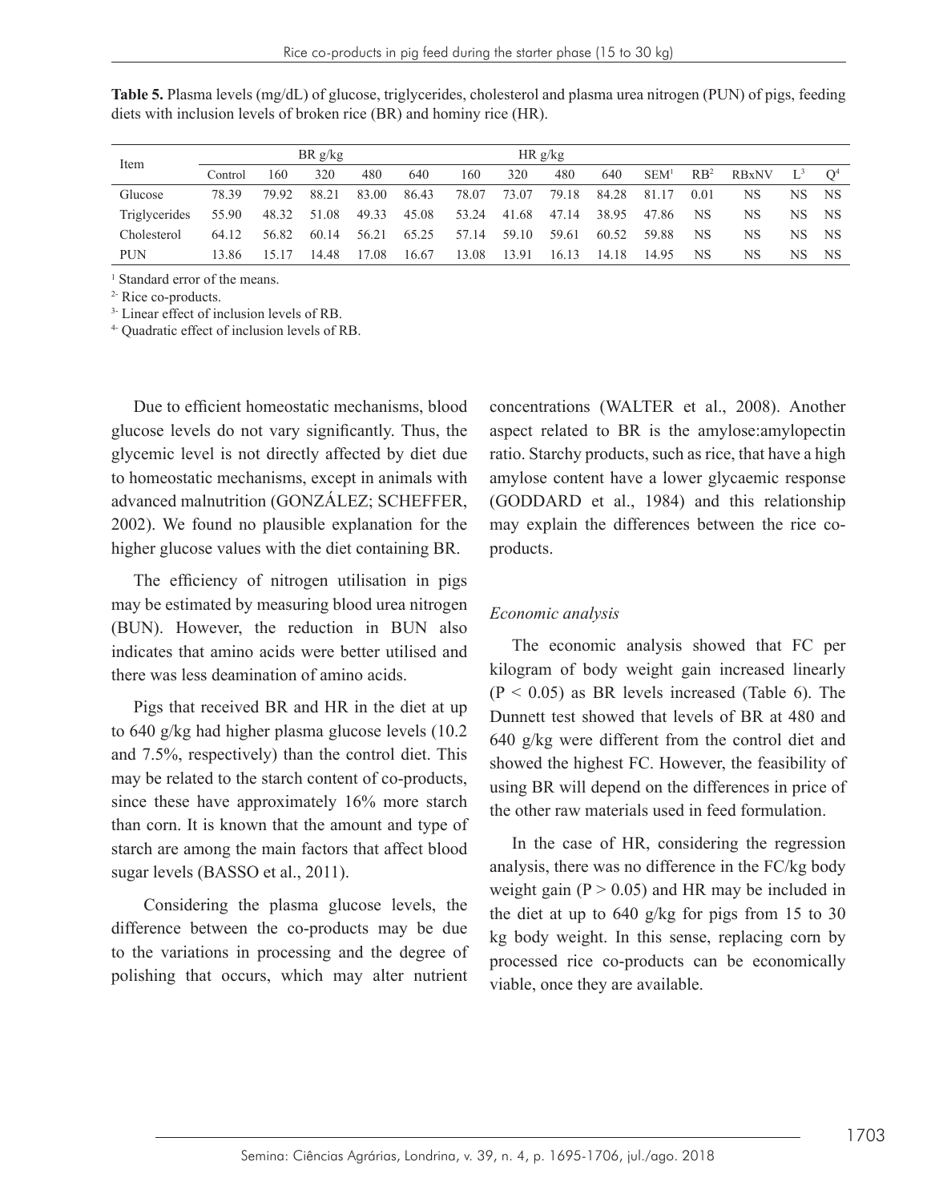**Table 5.** Plasma levels (mg/dL) of glucose, triglycerides, cholesterol and plasma urea nitrogen (PUN) of pigs, feeding diets with inclusion levels of broken rice (BR) and hominy rice (HR).

| Item | BR g/kg | | | | | HR g/kg | | | | | | | | |
|---|---|---|---|---|---|---|---|---|---|---|---|---|---|---|
| | Control | 160 | 320 | 480 | 640 | 160 | 320 | 480 | 640 | SEM[1] | RB[2] | RBxNV | L[3] | Q[4] |
| Glucose | 78.39 | 79.92 | 88.21 | 83.00 | 86.43 | 78.07 | 73.07 | 79.18 | 84.28 | 81.17 | 0.01 | NS | NS | NS |
| Triglycerides | 55.90 | 48.32 | 51.08 | 49.33 | 45.08 | 53.24 | 41.68 | 47.14 | 38.95 | 47.86 | NS | NS | NS | NS |
| Cholesterol | 64.12 | 56.82 | 60.14 | 56.21 | 65.25 | 57.14 | 59.10 | 59.61 | 60.52 | 59.88 | NS | NS | NS | NS |
| PUN | 13.86 | 15.17 | 14.48 | 17.08 | 16.67 | 13.08 | 13.91 | 16.13 | 14.18 | 14.95 | NS | NS | NS | NS |

[1] Standard error of the means.
[2] Rice co-products.
[3] Linear effect of inclusion levels of RB.
[4] Quadratic effect of inclusion levels of RB.

Due to efficient homeostatic mechanisms, blood glucose levels do not vary significantly. Thus, the glycemic level is not directly affected by diet due to homeostatic mechanisms, except in animals with advanced malnutrition (GONZÁLEZ; SCHEFFER, 2002). We found no plausible explanation for the higher glucose values with the diet containing BR.

The efficiency of nitrogen utilisation in pigs may be estimated by measuring blood urea nitrogen (BUN). However, the reduction in BUN also indicates that amino acids were better utilised and there was less deamination of amino acids.

Pigs that received BR and HR in the diet at up to 640 g/kg had higher plasma glucose levels (10.2 and 7.5%, respectively) than the control diet. This may be related to the starch content of co-products, since these have approximately 16% more starch than corn. It is known that the amount and type of starch are among the main factors that affect blood sugar levels (BASSO et al., 2011).

Considering the plasma glucose levels, the difference between the co-products may be due to the variations in processing and the degree of polishing that occurs, which may alter nutrient concentrations (WALTER et al., 2008). Another aspect related to BR is the amylose:amylopectin ratio. Starchy products, such as rice, that have a high amylose content have a lower glycaemic response (GODDARD et al., 1984) and this relationship may explain the differences between the rice co-products.

*Economic analysis*

The economic analysis showed that FC per kilogram of body weight gain increased linearly ($P < 0.05$) as BR levels increased (Table 6). The Dunnett test showed that levels of BR at 480 and 640 g/kg were different from the control diet and showed the highest FC. However, the feasibility of using BR will depend on the differences in price of the other raw materials used in feed formulation.

In the case of HR, considering the regression analysis, there was no difference in the FC/kg body weight gain ($P > 0.05$) and HR may be included in the diet at up to 640 g/kg for pigs from 15 to 30 kg body weight. In this sense, replacing corn by processed rice co-products can be economically viable, once they are available.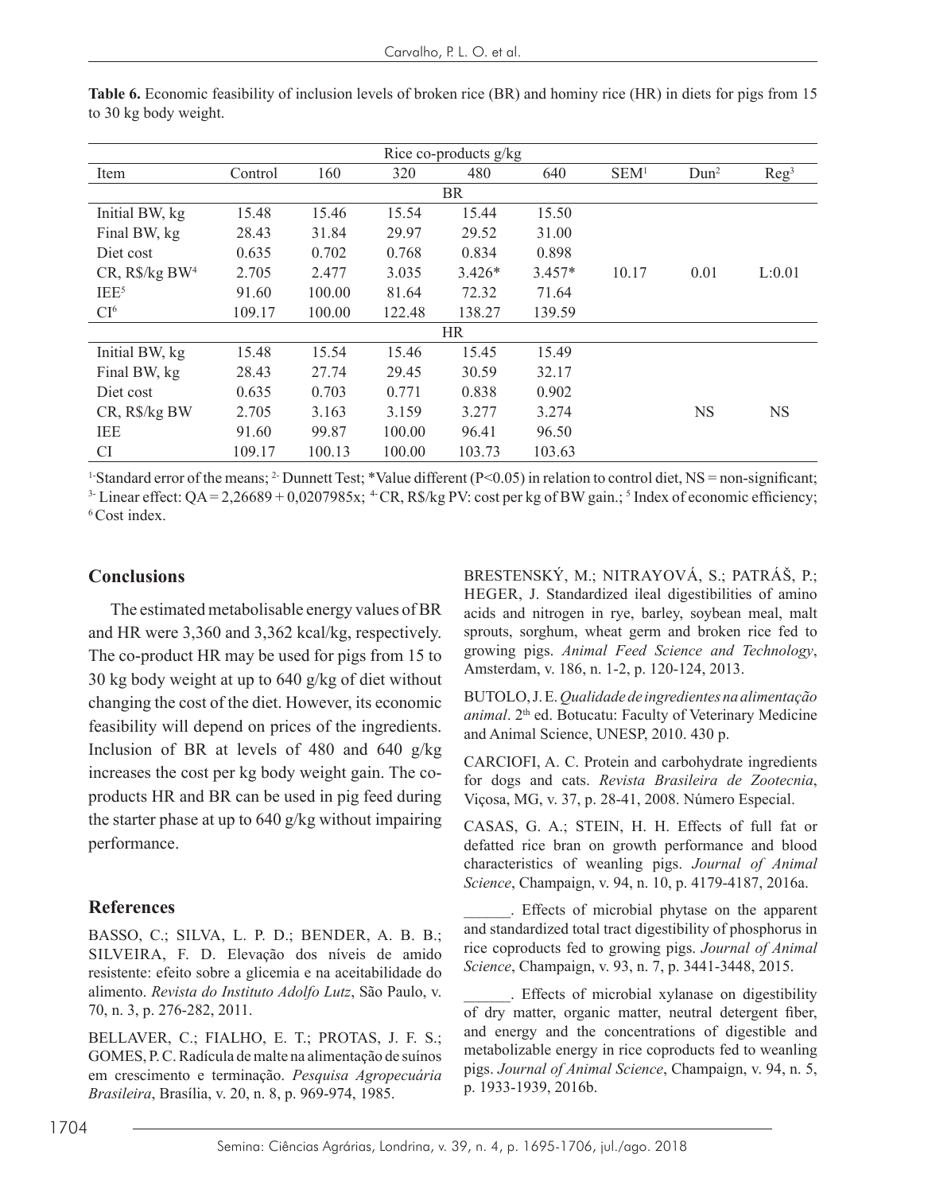**Table 6.** Economic feasibility of inclusion levels of broken rice (BR) and hominy rice (HR) in diets for pigs from 15 to 30 kg body weight.

| | Rice co-products g/kg | | | | | | | |
|---|---|---|---|---|---|---|---|---|
| Item | Control | 160 | 320 | 480 | 640 | SEM[1] | Dun[2] | Reg[3] |
| | | | | BR | | | | |
| Initial BW, kg | 15.48 | 15.46 | 15.54 | 15.44 | 15.50 | | | |
| Final BW, kg | 28.43 | 31.84 | 29.97 | 29.52 | 31.00 | | | |
| Diet cost | 0.635 | 0.702 | 0.768 | 0.834 | 0.898 | | | |
| CR, R$/kg BW[4] | 2.705 | 2.477 | 3.035 | 3.426* | 3.457* | 10.17 | 0.01 | L:0.01 |
| IEE[5] | 91.60 | 100.00 | 81.64 | 72.32 | 71.64 | | | |
| CI[6] | 109.17 | 100.00 | 122.48 | 138.27 | 139.59 | | | |
| | | | | HR | | | | |
| Initial BW, kg | 15.48 | 15.54 | 15.46 | 15.45 | 15.49 | | | |
| Final BW, kg | 28.43 | 27.74 | 29.45 | 30.59 | 32.17 | | | |
| Diet cost | 0.635 | 0.703 | 0.771 | 0.838 | 0.902 | | | |
| CR, R$/kg BW | 2.705 | 3.163 | 3.159 | 3.277 | 3.274 | | NS | NS |
| IEE | 91.60 | 99.87 | 100.00 | 96.41 | 96.50 | | | |
| CI | 109.17 | 100.13 | 100.00 | 103.73 | 103.63 | | | |

[1]-Standard error of the means; [2]- Dunnett Test; *Value different ($P<0.05$) in relation to control diet, NS = non-significant; [3]- Linear effect: QA = 2,26689 + 0,0207985x; [4]- CR, R$/kg PV: cost per kg of BW gain.; [5] Index of economic efficiency; [6] Cost index.

## Conclusions

The estimated metabolisable energy values of BR and HR were 3,360 and 3,362 kcal/kg, respectively. The co-product HR may be used for pigs from 15 to 30 kg body weight at up to 640 g/kg of diet without changing the cost of the diet. However, its economic feasibility will depend on prices of the ingredients. Inclusion of BR at levels of 480 and 640 g/kg increases the cost per kg body weight gain. The co-products HR and BR can be used in pig feed during the starter phase at up to 640 g/kg without impairing performance.

## References

BASSO, C.; SILVA, L. P. D.; BENDER, A. B. B.; SILVEIRA, F. D. Elevação dos níveis de amido resistente: efeito sobre a glicemia e na aceitabilidade do alimento. *Revista do Instituto Adolfo Lutz*, São Paulo, v. 70, n. 3, p. 276-282, 2011.

BELLAVER, C.; FIALHO, E. T.; PROTAS, J. F. S.; GOMES, P. C. Radícula de malte na alimentação de suínos em crescimento e terminação. *Pesquisa Agropecuária Brasileira*, Brasília, v. 20, n. 8, p. 969-974, 1985.

BRESTENSKÝ, M.; NITRAYOVÁ, S.; PATRÁŠ, P.; HEGER, J. Standardized ileal digestibilities of amino acids and nitrogen in rye, barley, soybean meal, malt sprouts, sorghum, wheat germ and broken rice fed to growing pigs. *Animal Feed Science and Technology*, Amsterdam, v. 186, n. 1-2, p. 120-124, 2013.

BUTOLO, J. E. *Qualidade de ingredientes na alimentação animal*. 2th ed. Botucatu: Faculty of Veterinary Medicine and Animal Science, UNESP, 2010. 430 p.

CARCIOFI, A. C. Protein and carbohydrate ingredients for dogs and cats. *Revista Brasileira de Zootecnia*, Viçosa, MG, v. 37, p. 28-41, 2008. Número Especial.

CASAS, G. A.; STEIN, H. H. Effects of full fat or defatted rice bran on growth performance and blood characteristics of weanling pigs. *Journal of Animal Science*, Champaign, v. 94, n. 10, p. 4179-4187, 2016a.

______. Effects of microbial phytase on the apparent and standardized total tract digestibility of phosphorus in rice coproducts fed to growing pigs. *Journal of Animal Science*, Champaign, v. 93, n. 7, p. 3441-3448, 2015.

______. Effects of microbial xylanase on digestibility of dry matter, organic matter, neutral detergent fiber, and energy and the concentrations of digestible and metabolizable energy in rice coproducts fed to weanling pigs. *Journal of Animal Science*, Champaign, v. 94, n. 5, p. 1933-1939, 2016b.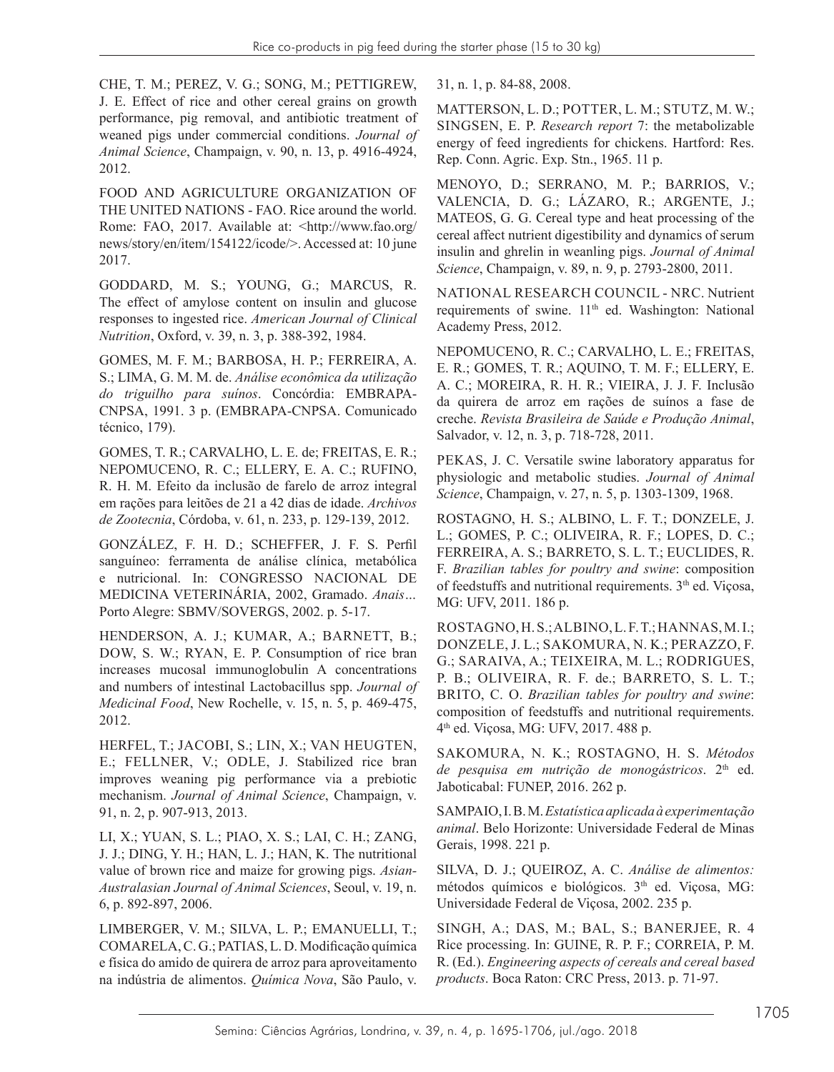CHE, T. M.; PEREZ, V. G.; SONG, M.; PETTIGREW, J. E. Effect of rice and other cereal grains on growth performance, pig removal, and antibiotic treatment of weaned pigs under commercial conditions. *Journal of Animal Science*, Champaign, v. 90, n. 13, p. 4916-4924, 2012.

FOOD AND AGRICULTURE ORGANIZATION OF THE UNITED NATIONS - FAO. Rice around the world. Rome: FAO, 2017. Available at: <http://www.fao.org/news/story/en/item/154122/icode/>. Accessed at: 10 june 2017.

GODDARD, M. S.; YOUNG, G.; MARCUS, R. The effect of amylose content on insulin and glucose responses to ingested rice. *American Journal of Clinical Nutrition*, Oxford, v. 39, n. 3, p. 388-392, 1984.

GOMES, M. F. M.; BARBOSA, H. P.; FERREIRA, A. S.; LIMA, G. M. M. de. *Análise econômica da utilização do triguilho para suínos*. Concórdia: EMBRAPA-CNPSA, 1991. 3 p. (EMBRAPA-CNPSA. Comunicado técnico, 179).

GOMES, T. R.; CARVALHO, L. E. de; FREITAS, E. R.; NEPOMUCENO, R. C.; ELLERY, E. A. C.; RUFINO, R. H. M. Efeito da inclusão de farelo de arroz integral em rações para leitões de 21 a 42 dias de idade. *Archivos de Zootecnia*, Córdoba, v. 61, n. 233, p. 129-139, 2012.

GONZÁLEZ, F. H. D.; SCHEFFER, J. F. S. Perfil sanguíneo: ferramenta de análise clínica, metabólica e nutricional. In: CONGRESSO NACIONAL DE MEDICINA VETERINÁRIA, 2002, Gramado. *Anais*... Porto Alegre: SBMV/SOVERGS, 2002. p. 5-17.

HENDERSON, A. J.; KUMAR, A.; BARNETT, B.; DOW, S. W.; RYAN, E. P. Consumption of rice bran increases mucosal immunoglobulin A concentrations and numbers of intestinal Lactobacillus spp. *Journal of Medicinal Food*, New Rochelle, v. 15, n. 5, p. 469-475, 2012.

HERFEL, T.; JACOBI, S.; LIN, X.; VAN HEUGTEN, E.; FELLNER, V.; ODLE, J. Stabilized rice bran improves weaning pig performance via a prebiotic mechanism. *Journal of Animal Science*, Champaign, v. 91, n. 2, p. 907-913, 2013.

LI, X.; YUAN, S. L.; PIAO, X. S.; LAI, C. H.; ZANG, J. J.; DING, Y. H.; HAN, L. J.; HAN, K. The nutritional value of brown rice and maize for growing pigs. *Asian-Australasian Journal of Animal Sciences*, Seoul, v. 19, n. 6, p. 892-897, 2006.

LIMBERGER, V. M.; SILVA, L. P.; EMANUELLI, T.; COMARELA, C. G.; PATIAS, L. D. Modificação química e física do amido de quirera de arroz para aproveitamento na indústria de alimentos. *Química Nova*, São Paulo, v. 31, n. 1, p. 84-88, 2008.

MATTERSON, L. D.; POTTER, L. M.; STUTZ, M. W.; SINGSEN, E. P. *Research report* 7: the metabolizable energy of feed ingredients for chickens. Hartford: Res. Rep. Conn. Agric. Exp. Stn., 1965. 11 p.

MENOYO, D.; SERRANO, M. P.; BARRIOS, V.; VALENCIA, D. G.; LÁZARO, R.; ARGENTE, J.; MATEOS, G. G. Cereal type and heat processing of the cereal affect nutrient digestibility and dynamics of serum insulin and ghrelin in weanling pigs. *Journal of Animal Science*, Champaign, v. 89, n. 9, p. 2793-2800, 2011.

NATIONAL RESEARCH COUNCIL - NRC. Nutrient requirements of swine. 11th ed. Washington: National Academy Press, 2012.

NEPOMUCENO, R. C.; CARVALHO, L. E.; FREITAS, E. R.; GOMES, T. R.; AQUINO, T. M. F.; ELLERY, E. A. C.; MOREIRA, R. H. R.; VIEIRA, J. J. F. Inclusão da quirera de arroz em rações de suínos a fase de creche. *Revista Brasileira de Saúde e Produção Animal*, Salvador, v. 12, n. 3, p. 718-728, 2011.

PEKAS, J. C. Versatile swine laboratory apparatus for physiologic and metabolic studies. *Journal of Animal Science*, Champaign, v. 27, n. 5, p. 1303-1309, 1968.

ROSTAGNO, H. S.; ALBINO, L. F. T.; DONZELE, J. L.; GOMES, P. C.; OLIVEIRA, R. F.; LOPES, D. C.; FERREIRA, A. S.; BARRETO, S. L. T.; EUCLIDES, R. F. *Brazilian tables for poultry and swine*: composition of feedstuffs and nutritional requirements. 3th ed. Viçosa, MG: UFV, 2011. 186 p.

ROSTAGNO, H. S.; ALBINO, L. F. T.; HANNAS, M. I.; DONZELE, J. L.; SAKOMURA, N. K.; PERAZZO, F. G.; SARAIVA, A.; TEIXEIRA, M. L.; RODRIGUES, P. B.; OLIVEIRA, R. F. de.; BARRETO, S. L. T.; BRITO, C. O. *Brazilian tables for poultry and swine*: composition of feedstuffs and nutritional requirements. 4th ed. Viçosa, MG: UFV, 2017. 488 p.

SAKOMURA, N. K.; ROSTAGNO, H. S. *Métodos de pesquisa em nutrição de monogástricos*. 2th ed. Jaboticabal: FUNEP, 2016. 262 p.

SAMPAIO, I. B. M. *Estatística aplicada à experimentação animal*. Belo Horizonte: Universidade Federal de Minas Gerais, 1998. 221 p.

SILVA, D. J.; QUEIROZ, A. C. *Análise de alimentos:* métodos químicos e biológicos. 3th ed. Viçosa, MG: Universidade Federal de Viçosa, 2002. 235 p.

SINGH, A.; DAS, M.; BAL, S.; BANERJEE, R. 4 Rice processing. In: GUINE, R. P. F.; CORREIA, P. M. R. (Ed.). *Engineering aspects of cereals and cereal based products*. Boca Raton: CRC Press, 2013. p. 71-97.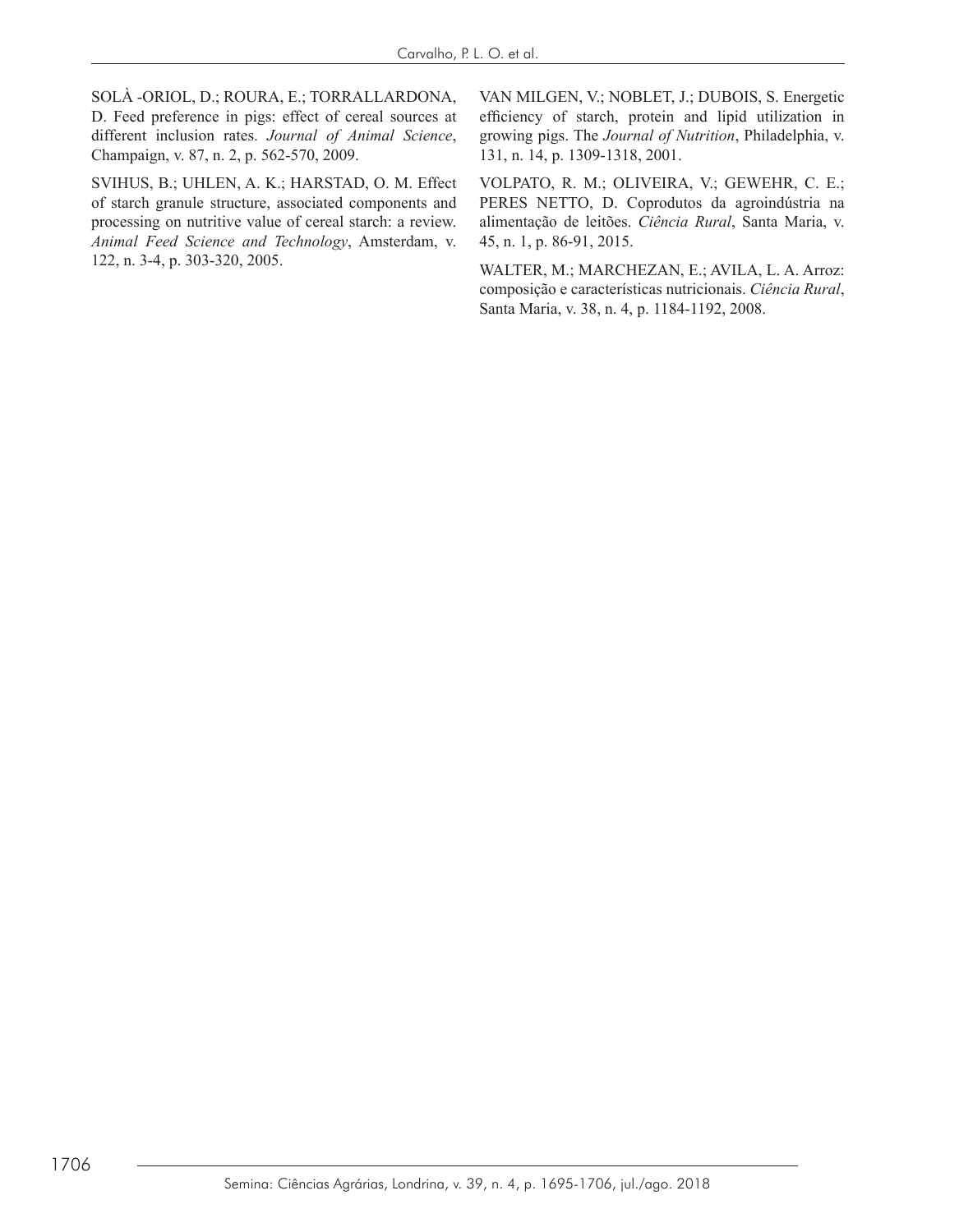SOLÀ -ORIOL, D.; ROURA, E.; TORRALLARDONA, D. Feed preference in pigs: effect of cereal sources at different inclusion rates. *Journal of Animal Science*, Champaign, v. 87, n. 2, p. 562-570, 2009.

SVIHUS, B.; UHLEN, A. K.; HARSTAD, O. M. Effect of starch granule structure, associated components and processing on nutritive value of cereal starch: a review. *Animal Feed Science and Technology*, Amsterdam, v. 122, n. 3-4, p. 303-320, 2005.

VAN MILGEN, V.; NOBLET, J.; DUBOIS, S. Energetic efficiency of starch, protein and lipid utilization in growing pigs. The *Journal of Nutrition*, Philadelphia, v. 131, n. 14, p. 1309-1318, 2001.

VOLPATO, R. M.; OLIVEIRA, V.; GEWEHR, C. E.; PERES NETTO, D. Coprodutos da agroindústria na alimentação de leitões. *Ciência Rural*, Santa Maria, v. 45, n. 1, p. 86-91, 2015.

WALTER, M.; MARCHEZAN, E.; AVILA, L. A. Arroz: composição e características nutricionais. *Ciência Rural*, Santa Maria, v. 38, n. 4, p. 1184-1192, 2008.